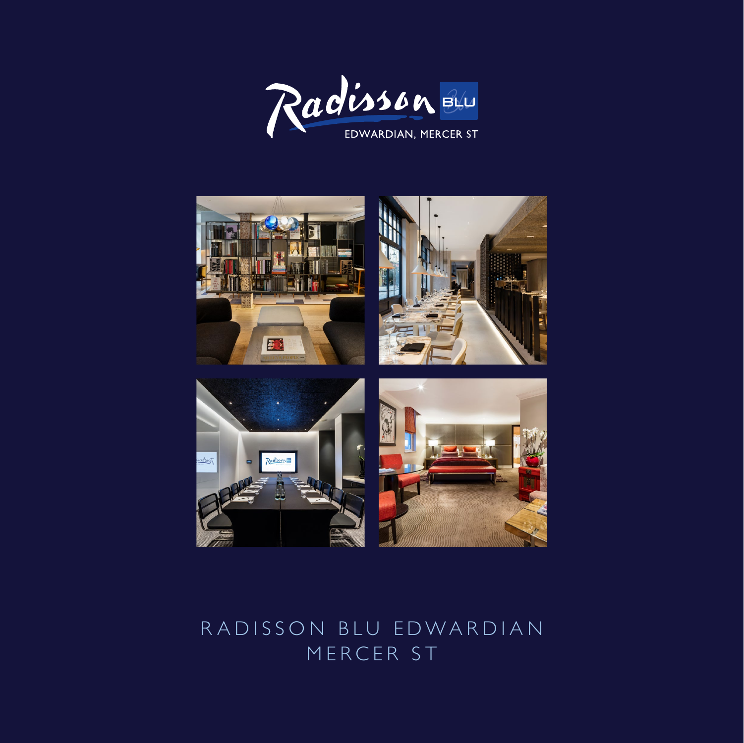Radisson BLU

EDWARDIAN, MERCER ST

# RADISSON BLU EDWARDIAN MERCER ST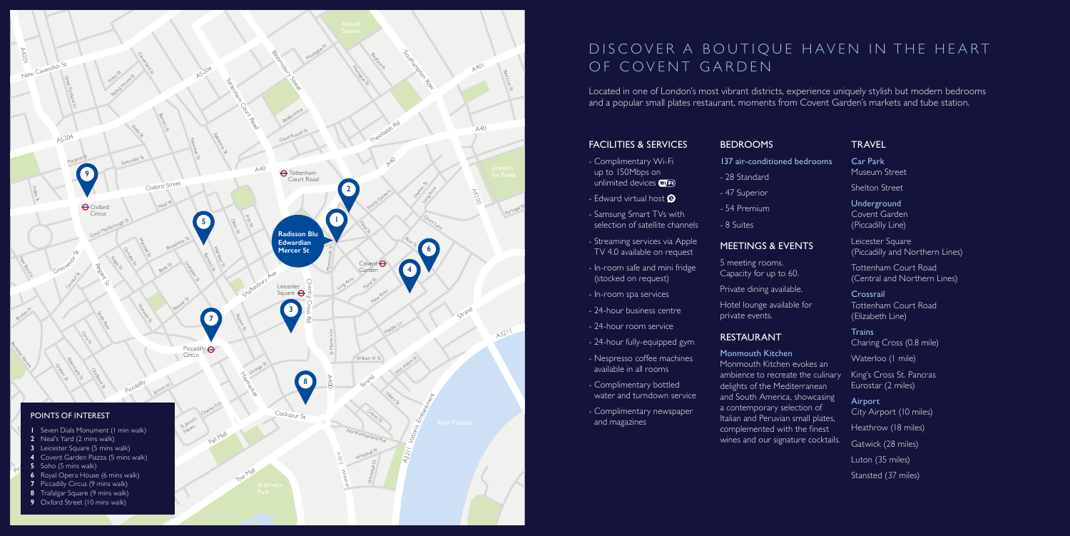# DISCOVER A BOUTIQUE HAVEN IN THE HEART OF COVENT GARDEN

Located in one of London's most vibrant districts, experience uniquely stylish but modern bedrooms and a popular small plates restaurant, moments from Covent Garden's markets and tube station.

## FACILITIES & SERVICES

- Complimentary Wi-Fi up to 150Mbps on unlimited devices
- Edward virtual host
- Samsung Smart TVs with selection of satellite channels
- Streaming services via Apple TV 4.0 available on request
- In-room safe and mini fridge (stocked on request)
- In-room spa services
- 24-hour business centre
- 24-hour room service
- 24-hour fully-equipped gym
- Nespresso coffee machines available in all rooms
- Complimentary bottled water and turndown service
- Complimentary newspaper and magazines

## BEDROOMS

**137 air-conditioned bedrooms**

- 28 Standard
- 47 Superior
- 54 Premium
- 8 Suites

## MEETINGS & EVENTS

5 meeting rooms.
Capacity for up to 60.

Private dining available.

Hotel lounge available for private events.

## RESTAURANT

**Monmouth Kitchen**

Monmouth Kitchen evokes an ambience to recreate the culinary delights of the Mediterranean and South America, showcasing a contemporary selection of Italian and Peruvian small plates, complemented with the finest wines and our signature cocktails.

## TRAVEL

**Car Park**

Museum Street

Shelton Street

**Underground**

Covent Garden (Piccadilly Line)

Leicester Square (Piccadilly and Northern Lines)

Tottenham Court Road (Central and Northern Lines)

**Crossrail**

Tottenham Court Road (Elizabeth Line)

**Trains**

Charing Cross (0.8 mile)

Waterloo (1 mile)

King's Cross St. Pancras Eurostar (2 miles)

**Airport**

City Airport (10 miles)

Heathrow (18 miles)

Gatwick (28 miles)

Luton (35 miles)

Stansted (37 miles)

## POINTS OF INTEREST

1. Seven Dials Monument (1 min walk)
2. Neal's Yard (2 mins walk)
3. Leicester Square (5 mins walk)
4. Covent Garden Piazza (5 mins walk)
5. Soho (5 mins walk)
6. Royal Opera House (6 mins walk)
7. Piccadilly Circus (9 mins walk)
8. Trafalgar Square (9 mins walk)
9. Oxford Street (10 mins walk)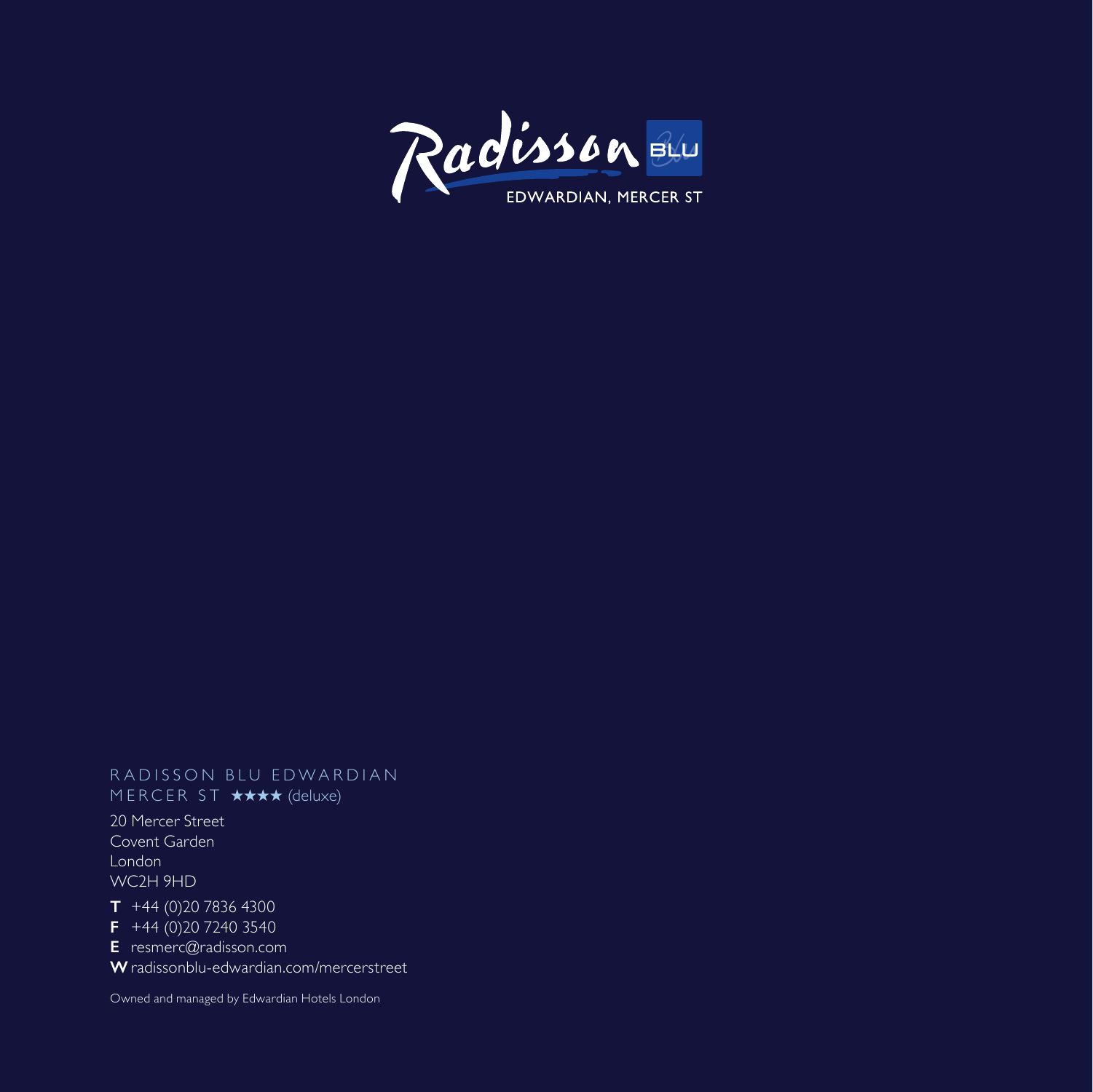Radisson BLU

EDWARDIAN, MERCER ST

RADISSON BLU EDWARDIAN
MERCER ST ★★★★ (deluxe)

20 Mercer Street
Covent Garden
London
WC2H 9HD

**T** +44 (0)20 7836 4300
**F** +44 (0)20 7240 3540
**E** resmerc@radisson.com
**W** radissonblu-edwardian.com/mercerstreet

Owned and managed by Edwardian Hotels London